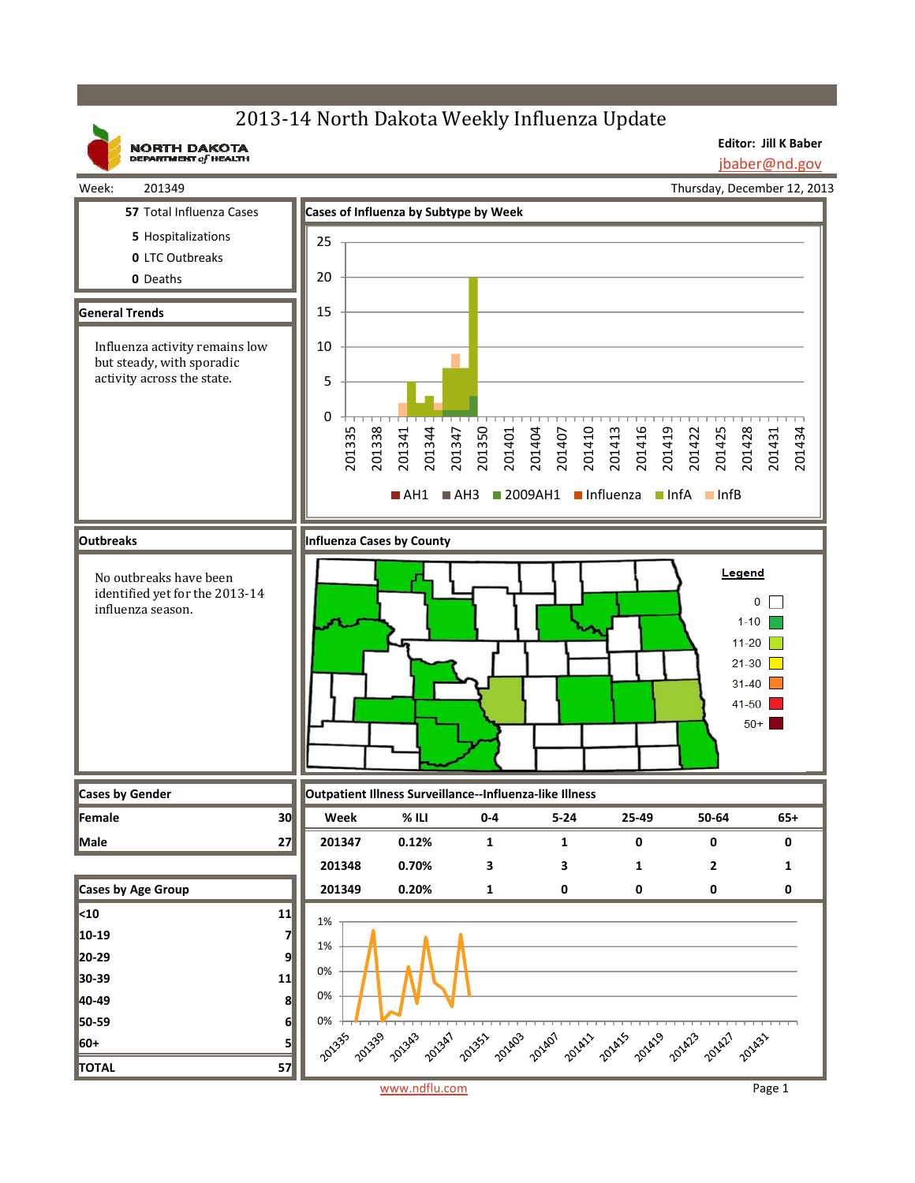# 2013-14 North Dakota Weekly Influenza Update

NORTH DAKOTA DEPARTMENT of HEALTH

**Editor: Jill K Baber**
jbaber@nd.gov

Week: 201349 — Thursday, December 12, 2013

**57** Total Influenza Cases
**5** Hospitalizations
**0** LTC Outbreaks
**0** Deaths

## General Trends

Influenza activity remains low but steady, with sporadic activity across the state.

## Cases of Influenza by Subtype by Week

Legend: AH1, AH3, 2009AH1, Influenza, InfA, InfB

## Outbreaks

No outbreaks have been identified yet for the 2013-14 influenza season.

## Influenza Cases by County

Legend: 0, 1-10, 11-20, 21-30, 31-40, 41-50, 50+

## Cases by Gender

| Gender | Cases |
|---|---|
| Female | 30 |
| Male | 27 |

## Outpatient Illness Surveillance--Influenza-like Illness

| Week | % ILI | 0-4 | 5-24 | 25-49 | 50-64 | 65+ |
|---|---|---|---|---|---|---|
| 201347 | 0.12% | 1 | 1 | 0 | 0 | 0 |
| 201348 | 0.70% | 3 | 3 | 1 | 2 | 1 |
| 201349 | 0.20% | 1 | 0 | 0 | 0 | 0 |

## Cases by Age Group

| Age Group | Cases |
|---|---|
| <10 | 11 |
| 10-19 | 7 |
| 20-29 | 9 |
| 30-39 | 11 |
| 40-49 | 8 |
| 50-59 | 6 |
| 60+ | 5 |
| **TOTAL** | **57** |

www.ndflu.com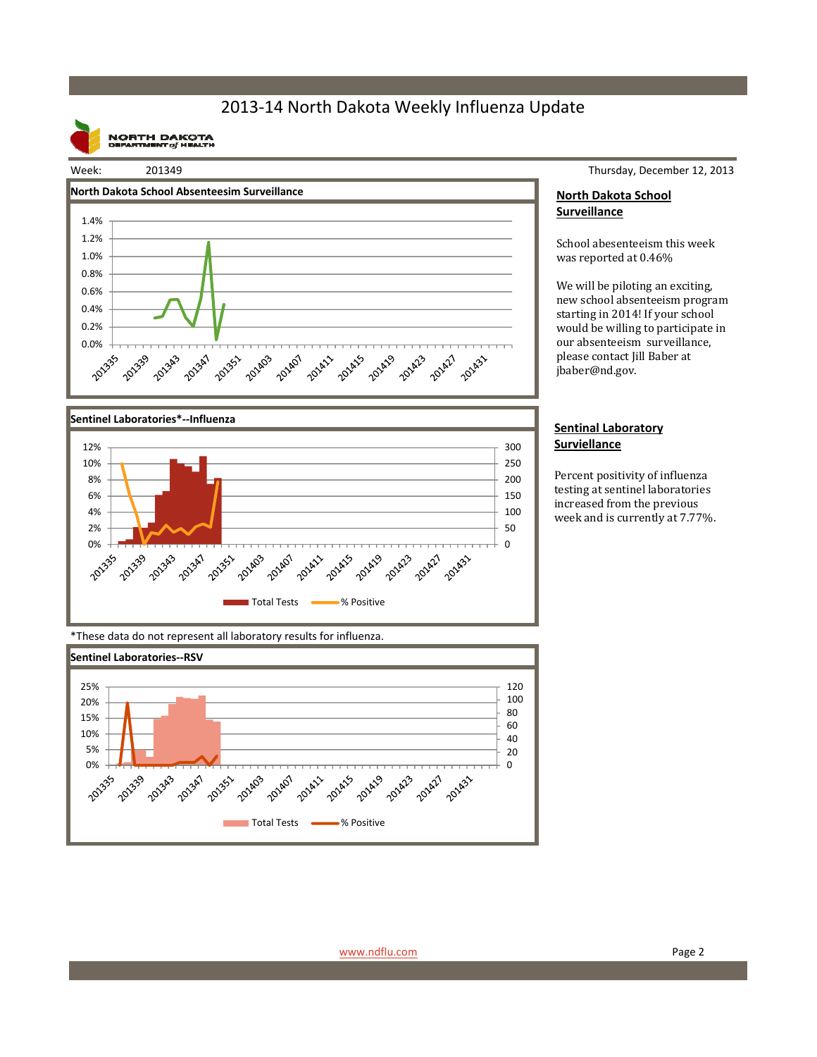# 2013-14 North Dakota Weekly Influenza Update

NORTH DAKOTA DEPARTMENT of HEALTH

Week: 201349

Thursday, December 12, 2013

## North Dakota School Absenteesim Surveillance

1.4%
1.2%
1.0%
0.8%
0.6%
0.4%
0.2%
0.0%

201335 201339 201343 201347 201351 201403 201407 201411 201415 201419 201423 201427 201431

## Sentinel Laboratories*--Influenza

12% 10% 8% 6% 4% 2% 0%

300 250 200 150 100 50 0

201335 201339 201343 201347 201351 201403 201407 201411 201415 201419 201423 201427 201431

Total Tests    % Positive

*These data do not represent all laboratory results for influenza.

## Sentinel Laboratories--RSV

25% 20% 15% 10% 5% 0%

120 100 80 60 40 20 0

201335 201339 201343 201347 201351 201403 201407 201411 201415 201419 201423 201427 201431

Total Tests    % Positive

## North Dakota School Surveillance

School absenteeism this week was reported at 0.46%

We will be piloting an exciting, new school absenteeism program starting in 2014! If your school would be willing to participate in our absenteeism surveillance, please contact Jill Baber at jbaber@nd.gov.

## Sentinal Laboratory Surviellance

Percent positivity of influenza testing at sentinel laboratories increased from the previous week and is currently at 7.77%.

www.ndflu.com